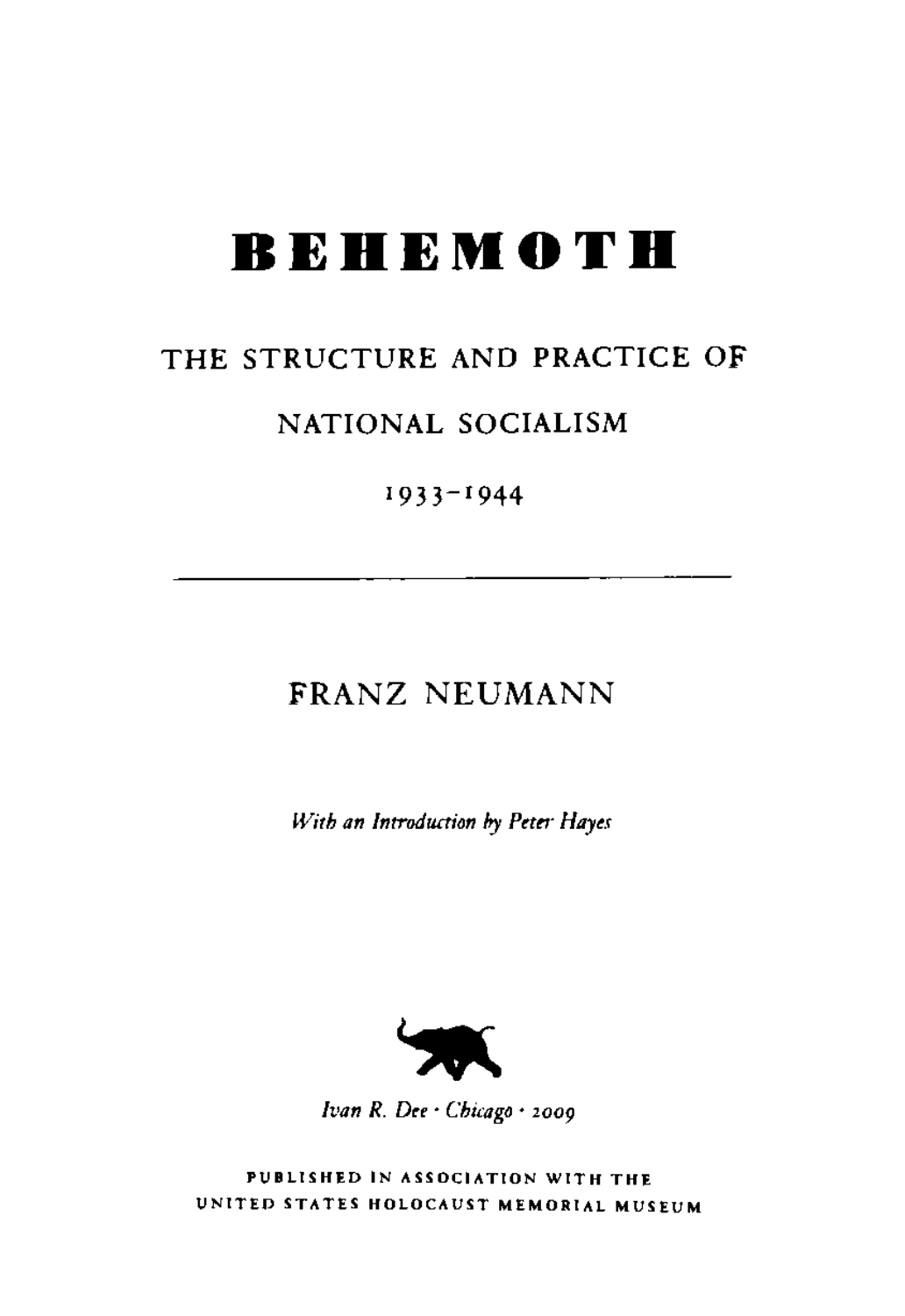# BEHEMOTH

## THE STRUCTURE AND PRACTICE OF NATIONAL SOCIALISM

## 1933–1944

---

### FRANZ NEUMANN

*With an Introduction by Peter Hayes*

*Ivan R. Dee · Chicago · 2009*

PUBLISHED IN ASSOCIATION WITH THE UNITED STATES HOLOCAUST MEMORIAL MUSEUM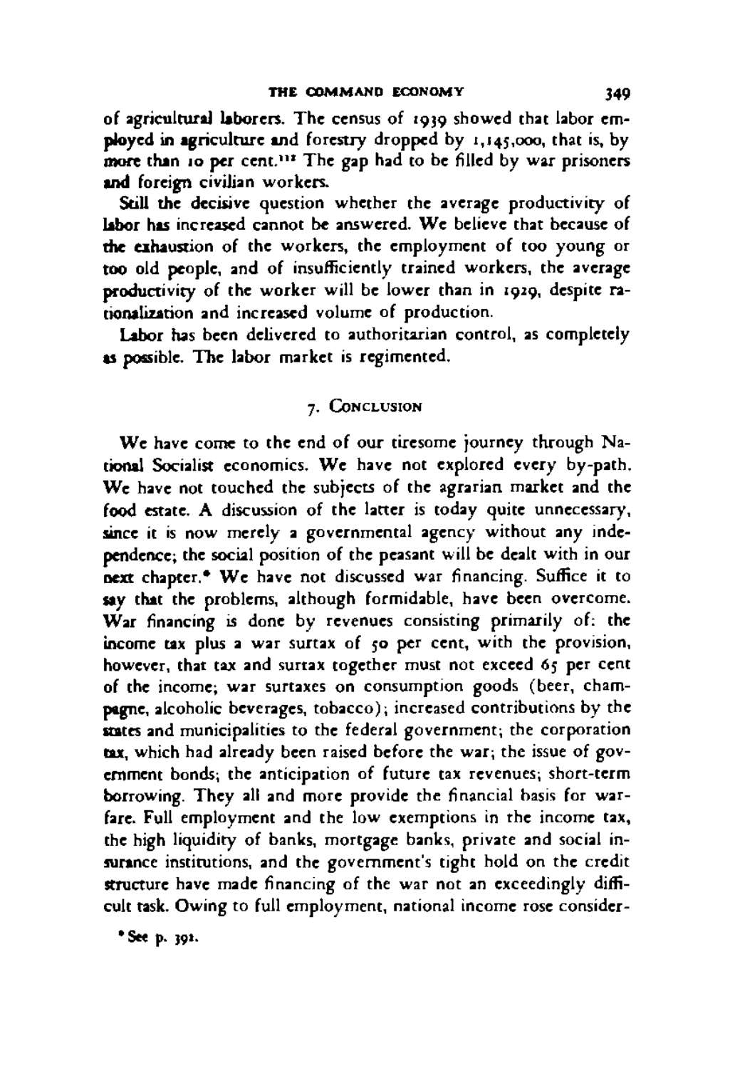of agricultural laborers. The census of 1939 showed that labor employed in agriculture and forestry dropped by 1,145,000, that is, by more than 10 per cent.[112] The gap had to be filled by war prisoners and foreign civilian workers.

Still the decisive question whether the average productivity of labor has increased cannot be answered. We believe that because of the exhaustion of the workers, the employment of too young or too old people, and of insufficiently trained workers, the average productivity of the worker will be lower than in 1929, despite rationalization and increased volume of production.

Labor has been delivered to authoritarian control, as completely as possible. The labor market is regimented.

## 7. Conclusion

We have come to the end of our tiresome journey through National Socialist economics. We have not explored every by-path. We have not touched the subjects of the agrarian market and the food estate. A discussion of the latter is today quite unnecessary, since it is now merely a governmental agency without any independence; the social position of the peasant will be dealt with in our next chapter.* We have not discussed war financing. Suffice it to say that the problems, although formidable, have been overcome. War financing is done by revenues consisting primarily of: the income tax plus a war surtax of 50 per cent, with the provision, however, that tax and surtax together must not exceed 65 per cent of the income; war surtaxes on consumption goods (beer, champagne, alcoholic beverages, tobacco); increased contributions by the states and municipalities to the federal government; the corporation tax, which had already been raised before the war; the issue of government bonds; the anticipation of future tax revenues; short-term borrowing. They all and more provide the financial basis for warfare. Full employment and the low exemptions in the income tax, the high liquidity of banks, mortgage banks, private and social insurance institutions, and the government's tight hold on the credit structure have made financing of the war not an exceedingly difficult task. Owing to full employment, national income rose consider-

\* See p. 392.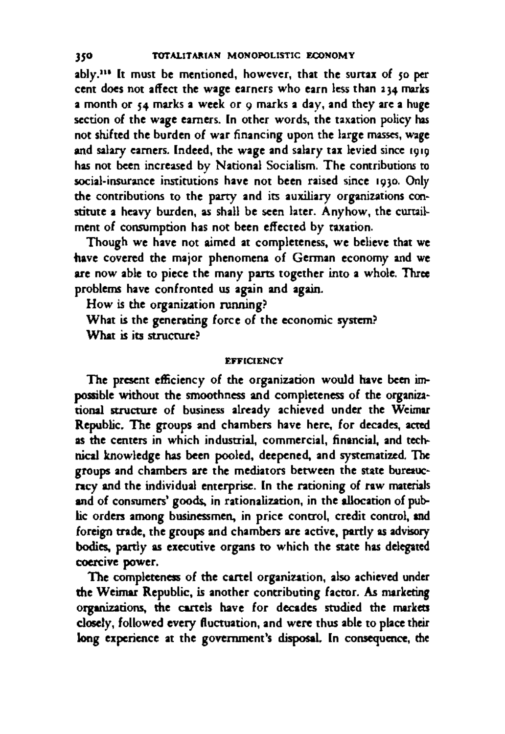ably.[118] It must be mentioned, however, that the surtax of 50 per cent does not affect the wage earners who earn less than 234 marks a month or 54 marks a week or 9 marks a day, and they are a huge section of the wage earners. In other words, the taxation policy has not shifted the burden of war financing upon the large masses, wage and salary earners. Indeed, the wage and salary tax levied since 1919 has not been increased by National Socialism. The contributions to social-insurance institutions have not been raised since 1930. Only the contributions to the party and its auxiliary organizations constitute a heavy burden, as shall be seen later. Anyhow, the curtailment of consumption has not been effected by taxation.

Though we have not aimed at completeness, we believe that we have covered the major phenomena of German economy and we are now able to piece the many parts together into a whole. Three problems have confronted us again and again.

How is the organization running?

What is the generating force of the economic system?

What is its structure?

## EFFICIENCY

The present efficiency of the organization would have been impossible without the smoothness and completeness of the organizational structure of business already achieved under the Weimar Republic. The groups and chambers have here, for decades, acted as the centers in which industrial, commercial, financial, and technical knowledge has been pooled, deepened, and systematized. The groups and chambers are the mediators between the state bureaucracy and the individual enterprise. In the rationing of raw materials and of consumers' goods, in rationalization, in the allocation of public orders among businessmen, in price control, credit control, and foreign trade, the groups and chambers are active, partly as advisory bodies, partly as executive organs to which the state has delegated coercive power.

The completeness of the cartel organization, also achieved under the Weimar Republic, is another contributing factor. As marketing organizations, the cartels have for decades studied the markets closely, followed every fluctuation, and were thus able to place their long experience at the government's disposal. In consequence, the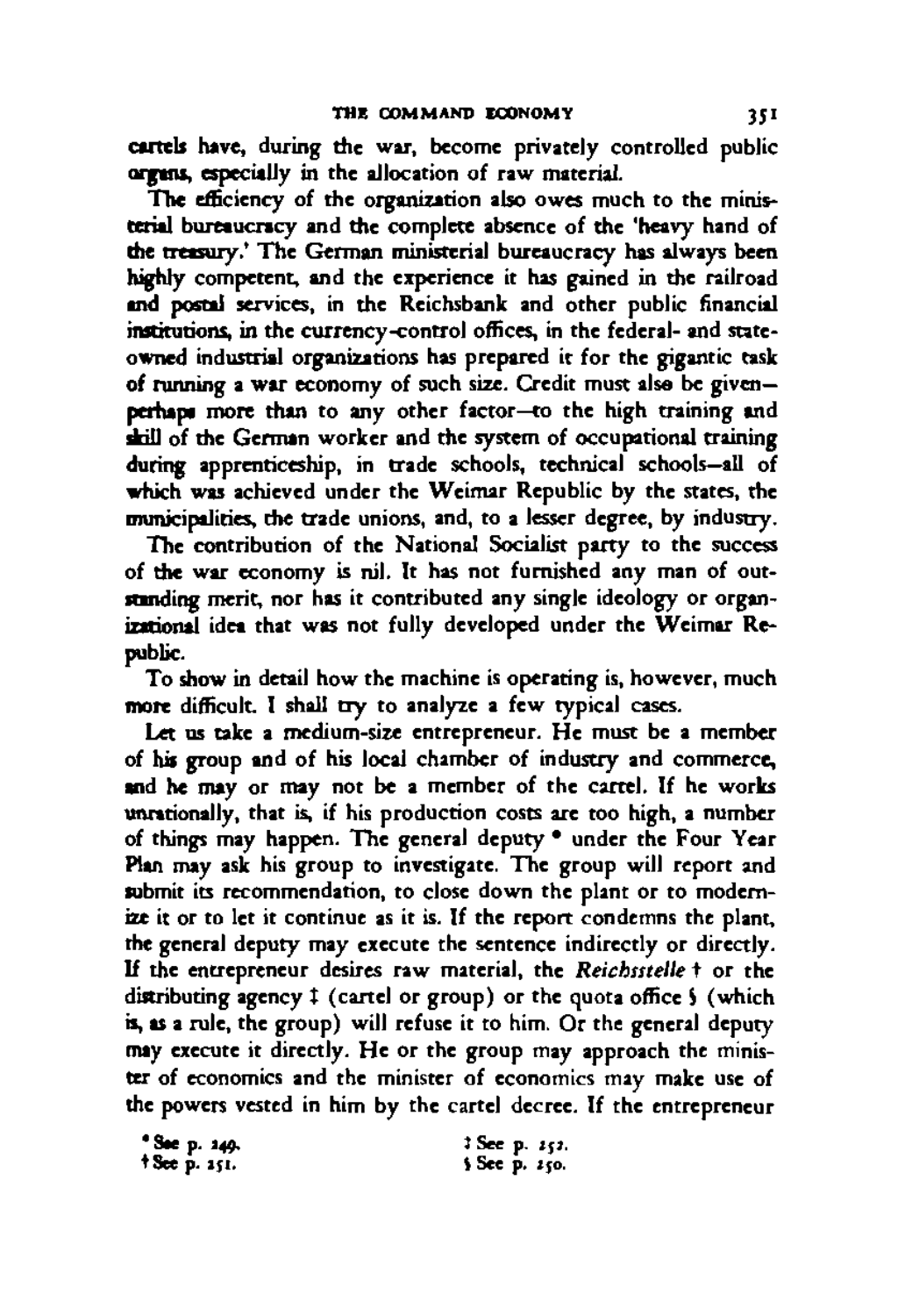cartels have, during the war, become privately controlled public organs, especially in the allocation of raw material.

The efficiency of the organization also owes much to the ministerial bureaucracy and the complete absence of the 'heavy hand of the treasury.' The German ministerial bureaucracy has always been highly competent, and the experience it has gained in the railroad and postal services, in the Reichsbank and other public financial institutions, in the currency-control offices, in the federal- and state-owned industrial organizations has prepared it for the gigantic task of running a war economy of such size. Credit must also be given—perhaps more than to any other factor—to the high training and skill of the German worker and the system of occupational training during apprenticeship, in trade schools, technical schools—all of which was achieved under the Weimar Republic by the states, the municipalities, the trade unions, and, to a lesser degree, by industry.

The contribution of the National Socialist party to the success of the war economy is nil. It has not furnished any man of outstanding merit, nor has it contributed any single ideology or organizational idea that was not fully developed under the Weimar Republic.

To show in detail how the machine is operating is, however, much more difficult. I shall try to analyze a few typical cases.

Let us take a medium-size entrepreneur. He must be a member of his group and of his local chamber of industry and commerce, and he may or may not be a member of the cartel. If he works unrationally, that is, if his production costs are too high, a number of things may happen. The general deputy * under the Four Year Plan may ask his group to investigate. The group will report and submit its recommendation, to close down the plant or to modernize it or to let it continue as it is. If the report condemns the plant, the general deputy may execute the sentence indirectly or directly. If the entrepreneur desires raw material, the *Reichsstelle* † or the distributing agency ‡ (cartel or group) or the quota office § (which is, as a rule, the group) will refuse it to him. Or the general deputy may execute it directly. He or the group may approach the minister of economics and the minister of economics may make use of the powers vested in him by the cartel decree. If the entrepreneur

* See p. 249.

† See p. 251.

‡ See p. 252.

§ See p. 250.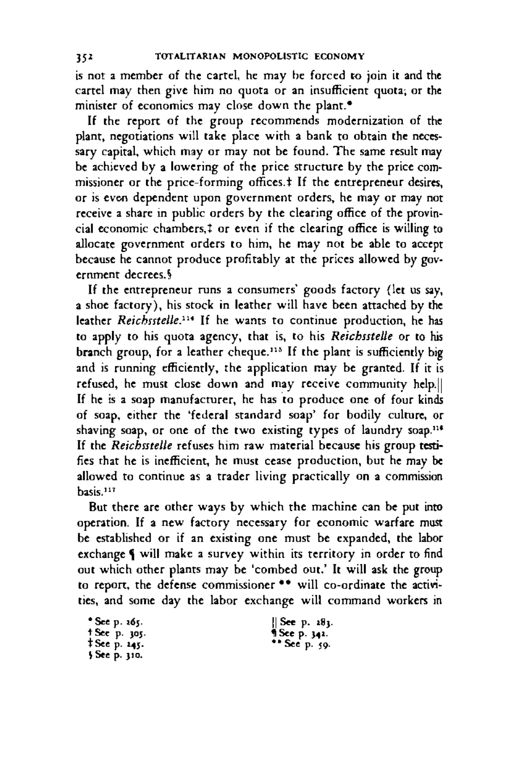is not a member of the cartel, he may be forced to join it and the cartel may then give him no quota or an insufficient quota; or the minister of economics may close down the plant.*

If the report of the group recommends modernization of the plant, negotiations will take place with a bank to obtain the necessary capital, which may or may not be found. The same result may be achieved by a lowering of the price structure by the price commissioner or the price-forming offices.† If the entrepreneur desires, or is even dependent upon government orders, he may or may not receive a share in public orders by the clearing office of the provincial economic chambers,‡ or even if the clearing office is willing to allocate government orders to him, he may not be able to accept because he cannot produce profitably at the prices allowed by government decrees.§

If the entrepreneur runs a consumers' goods factory (let us say, a shoe factory), his stock in leather will have been attached by the leather *Reichsstelle*.[114] If he wants to continue production, he has to apply to his quota agency, that is, to his *Reichsstelle* or to his branch group, for a leather cheque.[115] If the plant is sufficiently big and is running efficiently, the application may be granted. If it is refused, he must close down and may receive community help.|| If he is a soap manufacturer, he has to produce one of four kinds of soap, either the 'federal standard soap' for bodily culture, or shaving soap, or one of the two existing types of laundry soap.[116] If the *Reichsstelle* refuses him raw material because his group testifies that he is inefficient, he must cease production, but he may be allowed to continue as a trader living practically on a commission basis.[117]

But there are other ways by which the machine can be put into operation. If a new factory necessary for economic warfare must be established or if an existing one must be expanded, the labor exchange ¶ will make a survey within its territory in order to find out which other plants may be 'combed out.' It will ask the group to report, the defense commissioner ** will co-ordinate the activities, and some day the labor exchange will command workers in

* See p. 265.
† See p. 305.
‡ See p. 245.
§ See p. 310.
|| See p. 283.
¶ See p. 342.
** See p. 59.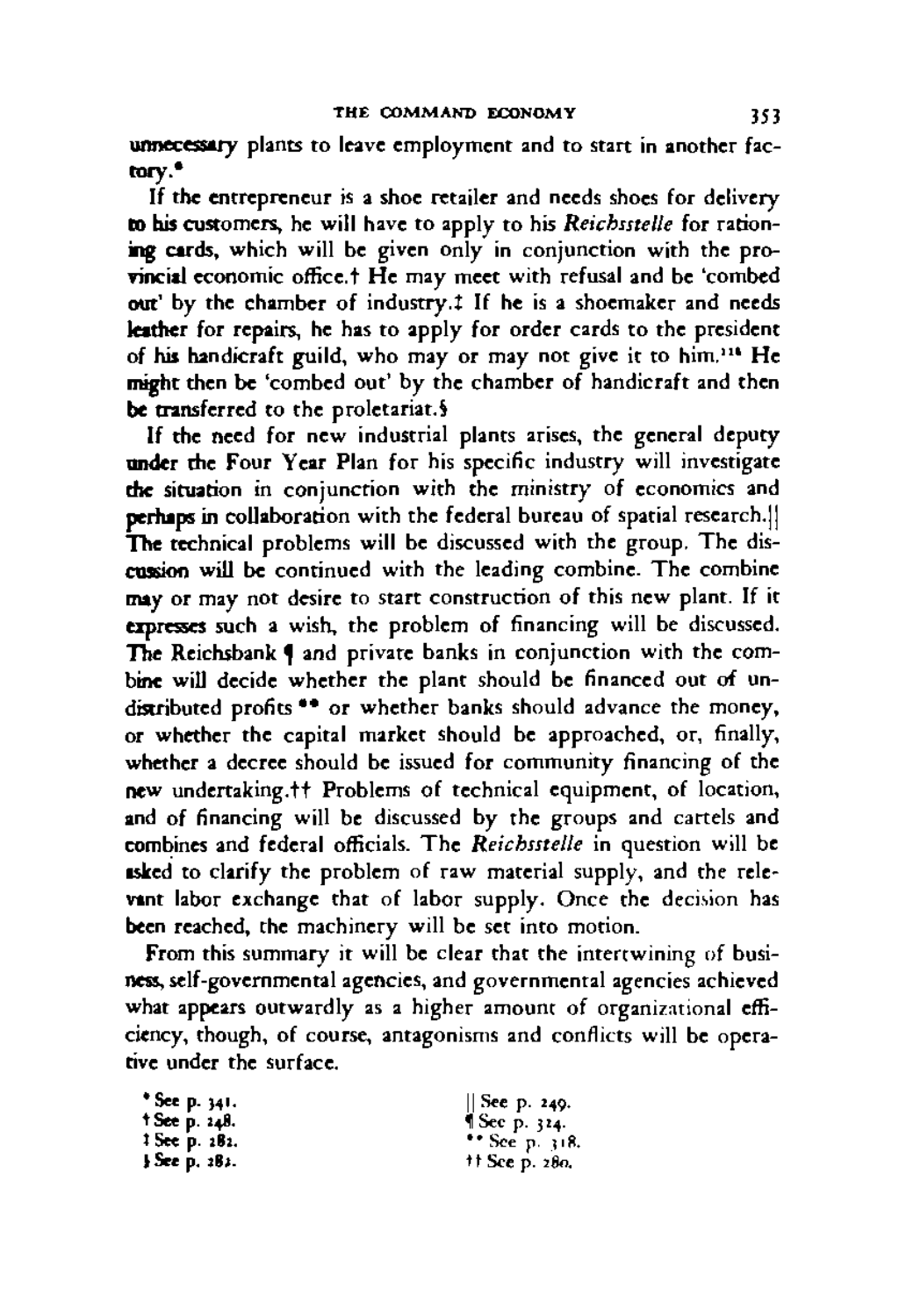unnecessary plants to leave employment and to start in another factory.*

If the entrepreneur is a shoe retailer and needs shoes for delivery to his customers, he will have to apply to his *Reichsstelle* for rationing cards, which will be given only in conjunction with the provincial economic office.† He may meet with refusal and be 'combed out' by the chamber of industry.‡ If he is a shoemaker and needs leather for repairs, he has to apply for order cards to the president of his handicraft guild, who may or may not give it to him.'[11] He might then be 'combed out' by the chamber of handicraft and then be transferred to the proletariat.§

If the need for new industrial plants arises, the general deputy under the Four Year Plan for his specific industry will investigate the situation in conjunction with the ministry of economics and perhaps in collaboration with the federal bureau of spatial research.‖ The technical problems will be discussed with the group. The discussion will be continued with the leading combine. The combine may or may not desire to start construction of this new plant. If it expresses such a wish, the problem of financing will be discussed. The Reichsbank ¶ and private banks in conjunction with the combine will decide whether the plant should be financed out of undistributed profits ** or whether banks should advance the money, or whether the capital market should be approached, or, finally, whether a decree should be issued for community financing of the new undertaking.†† Problems of technical equipment, of location, and of financing will be discussed by the groups and cartels and combines and federal officials. The *Reichsstelle* in question will be asked to clarify the problem of raw material supply, and the relevant labor exchange that of labor supply. Once the decision has been reached, the machinery will be set into motion.

From this summary it will be clear that the intertwining of business, self-governmental agencies, and governmental agencies achieved what appears outwardly as a higher amount of organizational efficiency, though, of course, antagonisms and conflicts will be operative under the surface.

\* See p. 341.
† See p. 248.
‡ See p. 282.
§ See p. 282.
‖ See p. 249.
¶ See p. 324.
\*\* See p. 318.
†† See p. 280.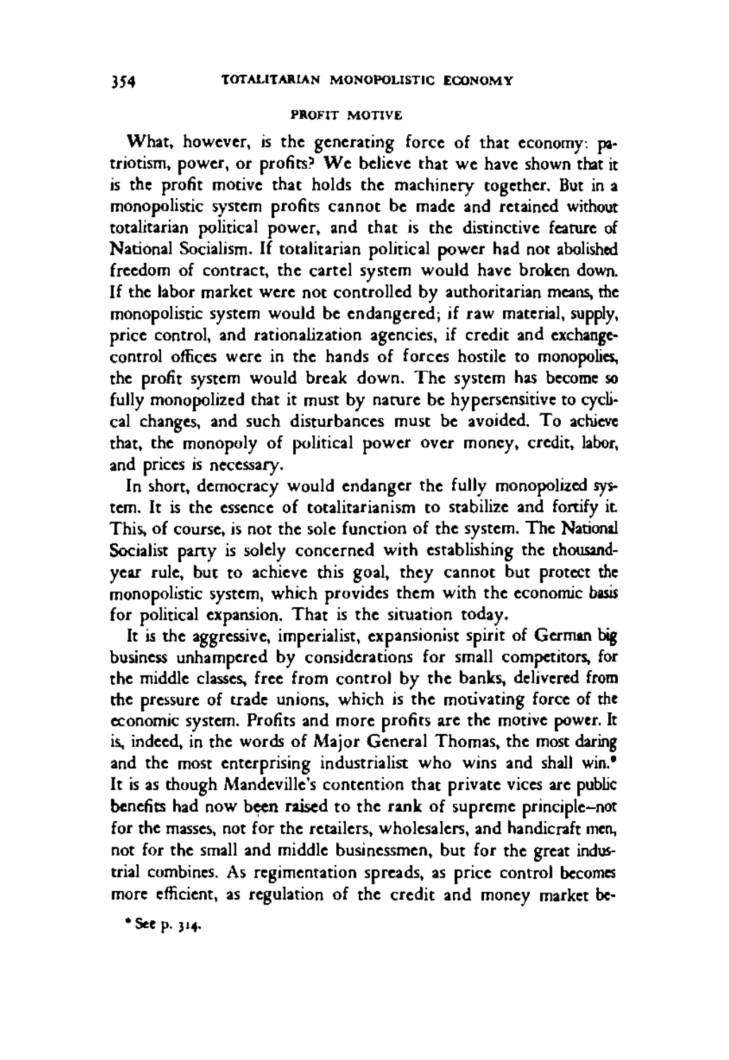## PROFIT MOTIVE

What, however, is the generating force of that economy: patriotism, power, or profits? We believe that we have shown that it is the profit motive that holds the machinery together. But in a monopolistic system profits cannot be made and retained without totalitarian political power, and that is the distinctive feature of National Socialism. If totalitarian political power had not abolished freedom of contract, the cartel system would have broken down. If the labor market were not controlled by authoritarian means, the monopolistic system would be endangered; if raw material, supply, price control, and rationalization agencies, if credit and exchange-control offices were in the hands of forces hostile to monopolies, the profit system would break down. The system has become so fully monopolized that it must by nature be hypersensitive to cyclical changes, and such disturbances must be avoided. To achieve that, the monopoly of political power over money, credit, labor, and prices is necessary.

In short, democracy would endanger the fully monopolized system. It is the essence of totalitarianism to stabilize and fortify it. This, of course, is not the sole function of the system. The National Socialist party is solely concerned with establishing the thousand-year rule, but to achieve this goal, they cannot but protect the monopolistic system, which provides them with the economic basis for political expansion. That is the situation today.

It is the aggressive, imperialist, expansionist spirit of German big business unhampered by considerations for small competitors, for the middle classes, free from control by the banks, delivered from the pressure of trade unions, which is the motivating force of the economic system. Profits and more profits are the motive power. It is, indeed, in the words of Major General Thomas, the most daring and the most enterprising industrialist who wins and shall win.* It is as though Mandeville's contention that private vices are public benefits had now been raised to the rank of supreme principle—not for the masses, not for the retailers, wholesalers, and handicraft men, not for the small and middle businessmen, but for the great industrial combines. As regimentation spreads, as price control becomes more efficient, as regulation of the credit and money market be-

* See p. 314.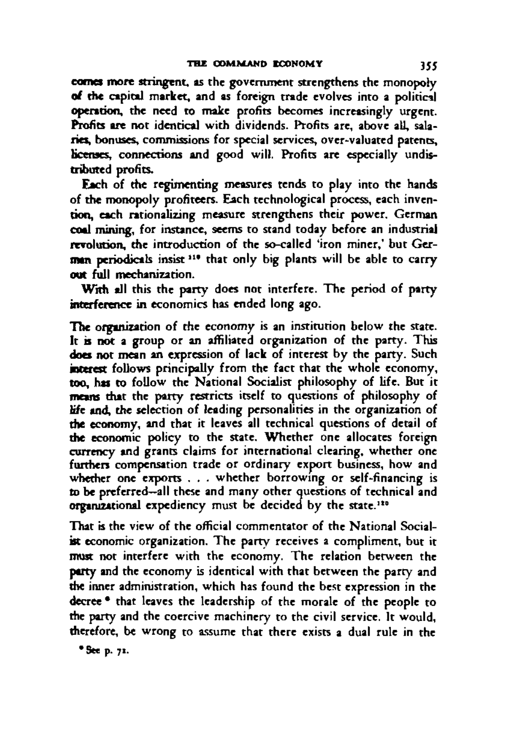comes more stringent, as the government strengthens the monopoly of the capital market, and as foreign trade evolves into a political operation, the need to make profits becomes increasingly urgent. Profits are not identical with dividends. Profits are, above all, salaries, bonuses, commissions for special services, over-valuated patents, licenses, connections and good will. Profits are especially undistributed profits.

Each of the regimenting measures tends to play into the hands of the monopoly profiteers. Each technological process, each invention, each rationalizing measure strengthens their power. German coal mining, for instance, seems to stand today before an industrial revolution, the introduction of the so-called 'iron miner,' but German periodicals insist [119] that only big plants will be able to carry out full mechanization.

With all this the party does not interfere. The period of party interference in economics has ended long ago.

> The organization of the economy is an institution below the state. It is not a group or an affiliated organization of the party. This does not mean an expression of lack of interest by the party. Such interest follows principally from the fact that the whole economy, too, has to follow the National Socialist philosophy of life. But it means that the party restricts itself to questions of philosophy of life and, the selection of leading personalities in the organization of the economy, and that it leaves all technical questions of detail of the economic policy to the state. Whether one allocates foreign currency and grants claims for international clearing, whether one furthers compensation trade or ordinary export business, how and whether one exports . . . whether borrowing or self-financing is to be preferred—all these and many other questions of technical and organizational expediency must be decided by the state.[120]

That is the view of the official commentator of the National Socialist economic organization. The party receives a compliment, but it must not interfere with the economy. The relation between the party and the economy is identical with that between the party and the inner administration, which has found the best expression in the decree * that leaves the leadership of the morale of the people to the party and the coercive machinery to the civil service. It would, therefore, be wrong to assume that there exists a dual rule in the

* See p. 72.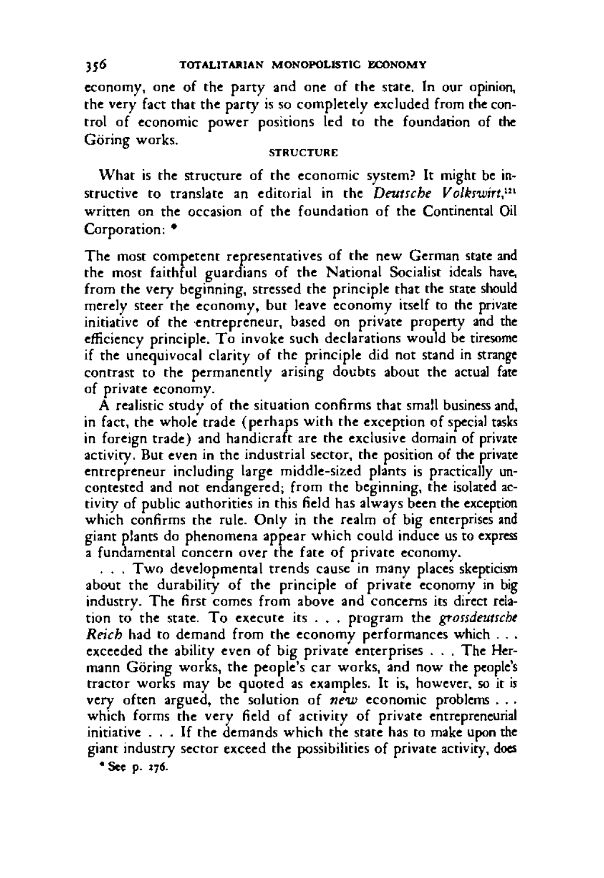economy, one of the party and one of the state. In our opinion, the very fact that the party is so completely excluded from the control of economic power positions led to the foundation of the Göring works.

### STRUCTURE

What is the structure of the economic system? It might be instructive to translate an editorial in the *Deutsche Volkswirt*,[121] written on the occasion of the foundation of the Continental Oil Corporation: *

> The most competent representatives of the new German state and the most faithful guardians of the National Socialist ideals have, from the very beginning, stressed the principle that the state should merely steer the economy, but leave economy itself to the private initiative of the entrepreneur, based on private property and the efficiency principle. To invoke such declarations would be tiresome if the unequivocal clarity of the principle did not stand in strange contrast to the permanently arising doubts about the actual fate of private economy.
>
> A realistic study of the situation confirms that small business and, in fact, the whole trade (perhaps with the exception of special tasks in foreign trade) and handicraft are the exclusive domain of private activity. But even in the industrial sector, the position of the private entrepreneur including large middle-sized plants is practically uncontested and not endangered; from the beginning, the isolated activity of public authorities in this field has always been the exception which confirms the rule. Only in the realm of big enterprises and giant plants do phenomena appear which could induce us to express a fundamental concern over the fate of private economy.
>
> . . . Two developmental trends cause in many places skepticism about the durability of the principle of private economy in big industry. The first comes from above and concerns its direct relation to the state. To execute its . . . program the *grossdeutsche Reich* had to demand from the economy performances which . . . exceeded the ability even of big private enterprises . . . The Hermann Göring works, the people's car works, and now the people's tractor works may be quoted as examples. It is, however, so it is very often argued, the solution of *new* economic problems . . . which forms the very field of activity of private entrepreneurial initiative . . . If the demands which the state has to make upon the giant industry sector exceed the possibilities of private activity, does

* See p. 276.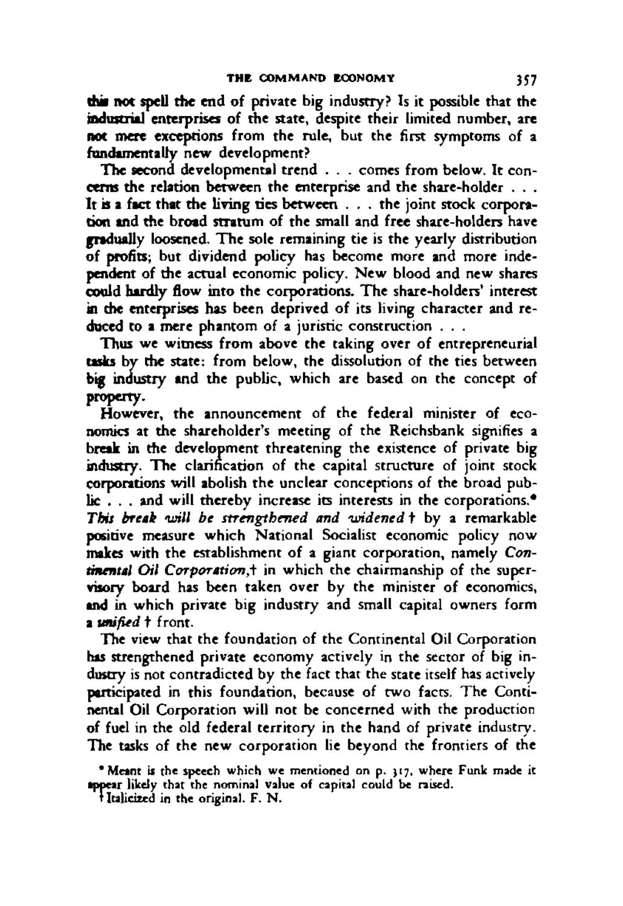this not spell the end of private big industry? Is it possible that the industrial enterprises of the state, despite their limited number, are not mere exceptions from the rule, but the first symptoms of a fundamentally new development?

The second developmental trend . . . comes from below. It concerns the relation between the enterprise and the share-holder . . . It is a fact that the living ties between . . . the joint stock corporation and the broad stratum of the small and free share-holders have gradually loosened. The sole remaining tie is the yearly distribution of profits; but dividend policy has become more and more independent of the actual economic policy. New blood and new shares could hardly flow into the corporations. The share-holders' interest in the enterprises has been deprived of its living character and reduced to a mere phantom of a juristic construction . . .

Thus we witness from above the taking over of entrepreneurial tasks by the state: from below, the dissolution of the ties between big industry and the public, which are based on the concept of property.

However, the announcement of the federal minister of economics at the shareholder's meeting of the Reichsbank signifies a break in the development threatening the existence of private big industry. The clarification of the capital structure of joint stock corporations will abolish the unclear conceptions of the broad public . . . and will thereby increase its interests in the corporations.* *This break will be strengthened and widened* † by a remarkable positive measure which National Socialist economic policy now makes with the establishment of a giant corporation, namely *Continental Oil Corporation*,† in which the chairmanship of the supervisory board has been taken over by the minister of economics, and in which private big industry and small capital owners form a *unified* † front.

The view that the foundation of the Continental Oil Corporation has strengthened private economy actively in the sector of big industry is not contradicted by the fact that the state itself has actively participated in this foundation, because of two facts. The Continental Oil Corporation will not be concerned with the production of fuel in the old federal territory in the hand of private industry. The tasks of the new corporation lie beyond the frontiers of the

* Meant is the speech which we mentioned on p. 317, where Funk made it appear likely that the nominal value of capital could be raised.

† Italicized in the original. F. N.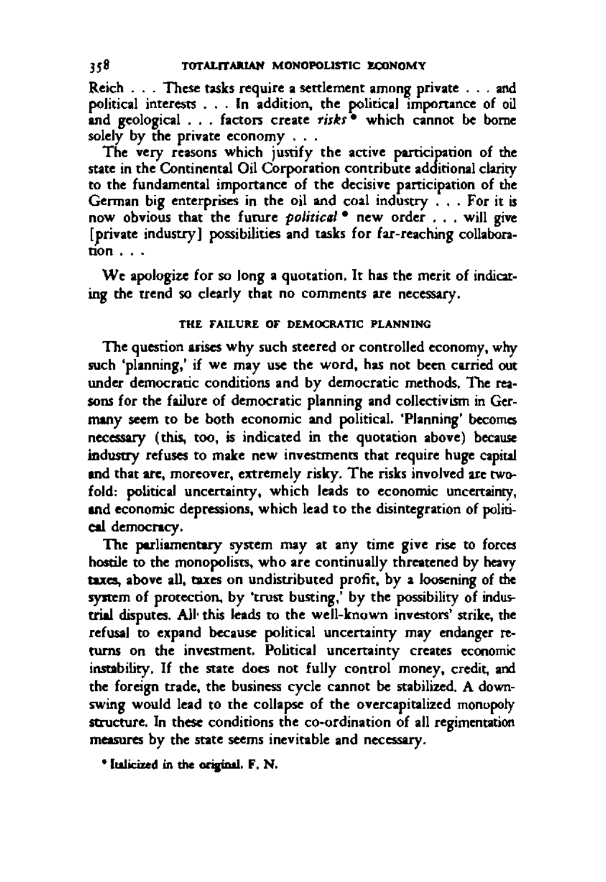Reich . . . These tasks require a settlement among private . . . and political interests . . . In addition, the political importance of oil and geological . . . factors create *risks* * which cannot be borne solely by the private economy . . .

The very reasons which justify the active participation of the state in the Continental Oil Corporation contribute additional clarity to the fundamental importance of the decisive participation of the German big enterprises in the oil and coal industry . . . For it is now obvious that the future *political* * new order . . . will give [private industry] possibilities and tasks for far-reaching collaboration . . .

We apologize for so long a quotation. It has the merit of indicating the trend so clearly that no comments are necessary.

## THE FAILURE OF DEMOCRATIC PLANNING

The question arises why such steered or controlled economy, why such 'planning,' if we may use the word, has not been carried out under democratic conditions and by democratic methods. The reasons for the failure of democratic planning and collectivism in Germany seem to be both economic and political. 'Planning' becomes necessary (this, too, is indicated in the quotation above) because industry refuses to make new investments that require huge capital and that are, moreover, extremely risky. The risks involved are twofold: political uncertainty, which leads to economic uncertainty, and economic depressions, which lead to the disintegration of political democracy.

The parliamentary system may at any time give rise to forces hostile to the monopolists, who are continually threatened by heavy taxes, above all, taxes on undistributed profit, by a loosening of the system of protection, by 'trust busting,' by the possibility of industrial disputes. All this leads to the well-known investors' strike, the refusal to expand because political uncertainty may endanger returns on the investment. Political uncertainty creates economic instability. If the state does not fully control money, credit, and the foreign trade, the business cycle cannot be stabilized. A downswing would lead to the collapse of the overcapitalized monopoly structure. In these conditions the co-ordination of all regimentation measures by the state seems inevitable and necessary.

* Italicized in the original. F. N.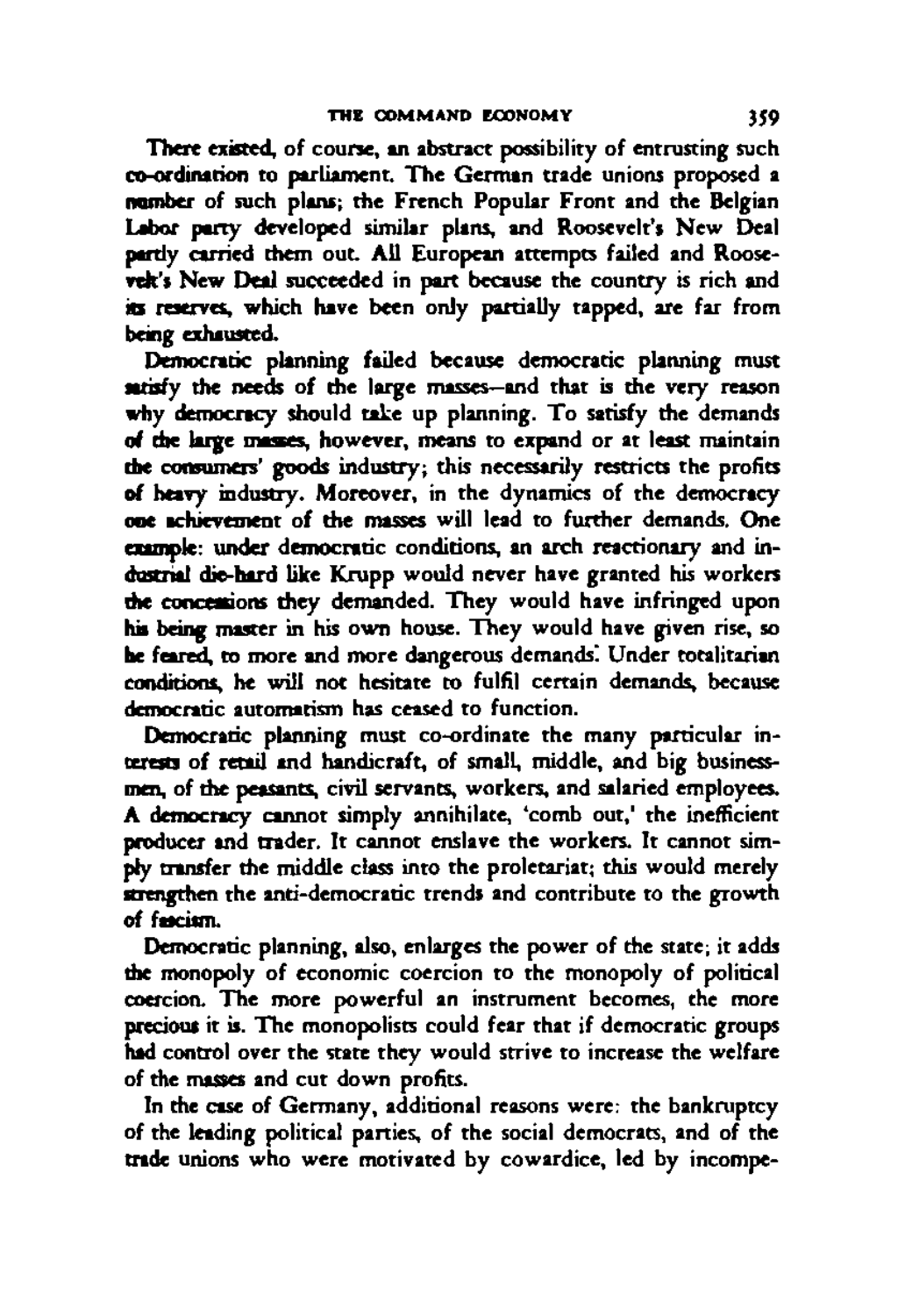There existed, of course, an abstract possibility of entrusting such co-ordination to parliament. The German trade unions proposed a number of such plans; the French Popular Front and the Belgian Labor party developed similar plans, and Roosevelt's New Deal partly carried them out. All European attempts failed and Roosevelt's New Deal succeeded in part because the country is rich and its reserves, which have been only partially tapped, are far from being exhausted.

Democratic planning failed because democratic planning must satisfy the needs of the large masses—and that is the very reason why democracy should take up planning. To satisfy the demands of the large masses, however, means to expand or at least maintain the consumers' goods industry; this necessarily restricts the profits of heavy industry. Moreover, in the dynamics of the democracy one achievement of the masses will lead to further demands. One example: under democratic conditions, an arch reactionary and industrial die-hard like Krupp would never have granted his workers the concessions they demanded. They would have infringed upon his being master in his own house. They would have given rise, so he feared, to more and more dangerous demands. Under totalitarian conditions, he will not hesitate to fulfil certain demands, because democratic automatism has ceased to function.

Democratic planning must co-ordinate the many particular interests of retail and handicraft, of small, middle, and big businessmen, of the peasants, civil servants, workers, and salaried employees. A democracy cannot simply annihilate, 'comb out,' the inefficient producer and trader. It cannot enslave the workers. It cannot simply transfer the middle class into the proletariat; this would merely strengthen the anti-democratic trends and contribute to the growth of fascism.

Democratic planning, also, enlarges the power of the state; it adds the monopoly of economic coercion to the monopoly of political coercion. The more powerful an instrument becomes, the more precious it is. The monopolists could fear that if democratic groups had control over the state they would strive to increase the welfare of the masses and cut down profits.

In the case of Germany, additional reasons were: the bankruptcy of the leading political parties, of the social democrats, and of the trade unions who were motivated by cowardice, led by incompe-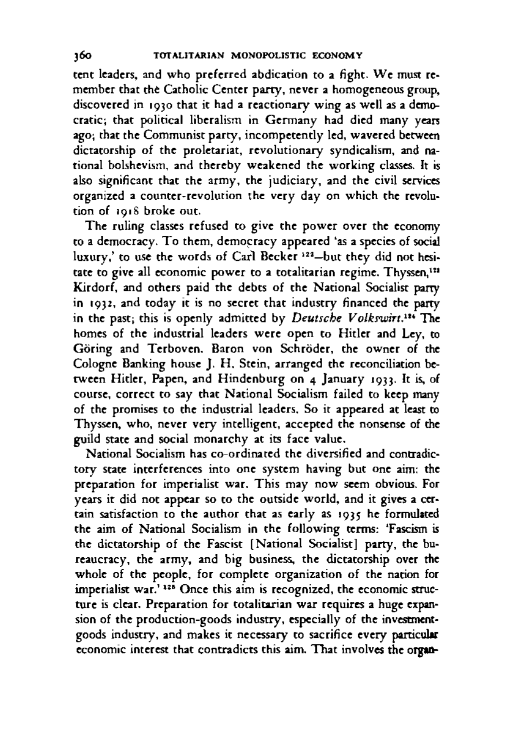tent leaders, and who preferred abdication to a fight. We must remember that the Catholic Center party, never a homogeneous group, discovered in 1930 that it had a reactionary wing as well as a democratic; that political liberalism in Germany had died many years ago; that the Communist party, incompetently led, wavered between dictatorship of the proletariat, revolutionary syndicalism, and national bolshevism, and thereby weakened the working classes. It is also significant that the army, the judiciary, and the civil services organized a counter-revolution the very day on which the revolution of 1918 broke out.

The ruling classes refused to give the power over the economy to a democracy. To them, democracy appeared 'as a species of social luxury,' to use the words of Carl Becker [122]—but they did not hesitate to give all economic power to a totalitarian regime. Thyssen,[123] Kirdorf, and others paid the debts of the National Socialist party in 1932, and today it is no secret that industry financed the party in the past; this is openly admitted by *Deutsche Volkswirt*.[124] The homes of the industrial leaders were open to Hitler and Ley, to Göring and Terboven. Baron von Schröder, the owner of the Cologne Banking house J. H. Stein, arranged the reconciliation between Hitler, Papen, and Hindenburg on 4 January 1933. It is, of course, correct to say that National Socialism failed to keep many of the promises to the industrial leaders. So it appeared at least to Thyssen, who, never very intelligent, accepted the nonsense of the guild state and social monarchy at its face value.

National Socialism has co-ordinated the diversified and contradictory state interferences into one system having but one aim: the preparation for imperialist war. This may now seem obvious. For years it did not appear so to the outside world, and it gives a certain satisfaction to the author that as early as 1935 he formulated the aim of National Socialism in the following terms: 'Fascism is the dictatorship of the Fascist [National Socialist] party, the bureaucracy, the army, and big business, the dictatorship over the whole of the people, for complete organization of the nation for imperialist war.' [125] Once this aim is recognized, the economic structure is clear. Preparation for totalitarian war requires a huge expansion of the production-goods industry, especially of the investment-goods industry, and makes it necessary to sacrifice every particular economic interest that contradicts this aim. That involves the organ-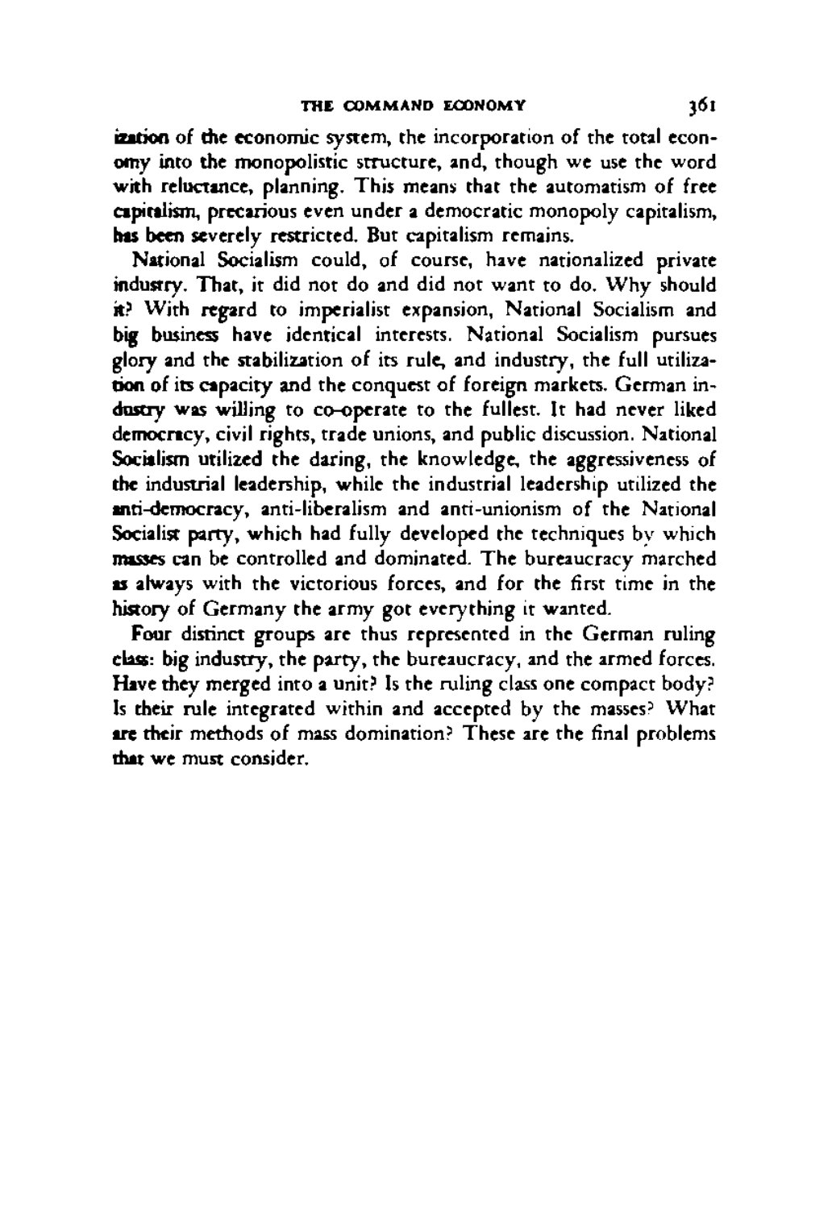ization of the economic system, the incorporation of the total economy into the monopolistic structure, and, though we use the word with reluctance, planning. This means that the automatism of free capitalism, precarious even under a democratic monopoly capitalism, has been severely restricted. But capitalism remains.

National Socialism could, of course, have nationalized private industry. That, it did not do and did not want to do. Why should it? With regard to imperialist expansion, National Socialism and big business have identical interests. National Socialism pursues glory and the stabilization of its rule, and industry, the full utilization of its capacity and the conquest of foreign markets. German industry was willing to co-operate to the fullest. It had never liked democracy, civil rights, trade unions, and public discussion. National Socialism utilized the daring, the knowledge, the aggressiveness of the industrial leadership, while the industrial leadership utilized the anti-democracy, anti-liberalism and anti-unionism of the National Socialist party, which had fully developed the techniques by which masses can be controlled and dominated. The bureaucracy marched as always with the victorious forces, and for the first time in the history of Germany the army got everything it wanted.

Four distinct groups are thus represented in the German ruling class: big industry, the party, the bureaucracy, and the armed forces. Have they merged into a unit? Is the ruling class one compact body? Is their rule integrated within and accepted by the masses? What are their methods of mass domination? These are the final problems that we must consider.